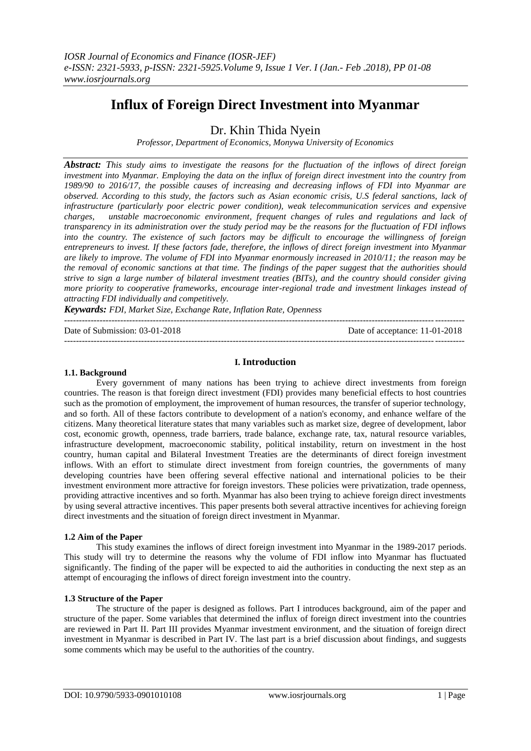# Influx of Foreign Direct Investment into Myanmar

Dr. Khin Thida Nyein

*Professor, Department of Economics, Monywa University of Economics*

***Abstract:*** *This study aims to investigate the reasons for the fluctuation of the inflows of direct foreign investment into Myanmar. Employing the data on the influx of foreign direct investment into the country from 1989/90 to 2016/17, the possible causes of increasing and decreasing inflows of FDI into Myanmar are observed. According to this study, the factors such as Asian economic crisis, U.S federal sanctions, lack of infrastructure (particularly poor electric power condition), weak telecommunication services and expensive charges, unstable macroeconomic environment, frequent changes of rules and regulations and lack of transparency in its administration over the study period may be the reasons for the fluctuation of FDI inflows into the country. The existence of such factors may be difficult to encourage the willingness of foreign entrepreneurs to invest. If these factors fade, therefore, the inflows of direct foreign investment into Myanmar are likely to improve. The volume of FDI into Myanmar enormously increased in 2010/11; the reason may be the removal of economic sanctions at that time. The findings of the paper suggest that the authorities should strive to sign a large number of bilateral investment treaties (BITs), and the country should consider giving more priority to cooperative frameworks, encourage inter-regional trade and investment linkages instead of attracting FDI individually and competitively.*

***Keywords:*** *FDI, Market Size, Exchange Rate, Inflation Rate, Openness*

---

Date of Submission: 03-01-2018 Date of acceptance: 11-01-2018

---

## I. Introduction

### 1.1. Background

Every government of many nations has been trying to achieve direct investments from foreign countries. The reason is that foreign direct investment (FDI) provides many beneficial effects to host countries such as the promotion of employment, the improvement of human resources, the transfer of superior technology, and so forth. All of these factors contribute to development of a nation's economy, and enhance welfare of the citizens. Many theoretical literature states that many variables such as market size, degree of development, labor cost, economic growth, openness, trade barriers, trade balance, exchange rate, tax, natural resource variables, infrastructure development, macroeconomic stability, political instability, return on investment in the host country, human capital and Bilateral Investment Treaties are the determinants of direct foreign investment inflows. With an effort to stimulate direct investment from foreign countries, the governments of many developing countries have been offering several effective national and international policies to be their investment environment more attractive for foreign investors. These policies were privatization, trade openness, providing attractive incentives and so forth. Myanmar has also been trying to achieve foreign direct investments by using several attractive incentives. This paper presents both several attractive incentives for achieving foreign direct investments and the situation of foreign direct investment in Myanmar.

### 1.2 Aim of the Paper

This study examines the inflows of direct foreign investment into Myanmar in the 1989-2017 periods. This study will try to determine the reasons why the volume of FDI inflow into Myanmar has fluctuated significantly. The finding of the paper will be expected to aid the authorities in conducting the next step as an attempt of encouraging the inflows of direct foreign investment into the country.

### 1.3 Structure of the Paper

The structure of the paper is designed as follows. Part I introduces background, aim of the paper and structure of the paper. Some variables that determined the influx of foreign direct investment into the countries are reviewed in Part II. Part III provides Myanmar investment environment, and the situation of foreign direct investment in Myanmar is described in Part IV. The last part is a brief discussion about findings, and suggests some comments which may be useful to the authorities of the country.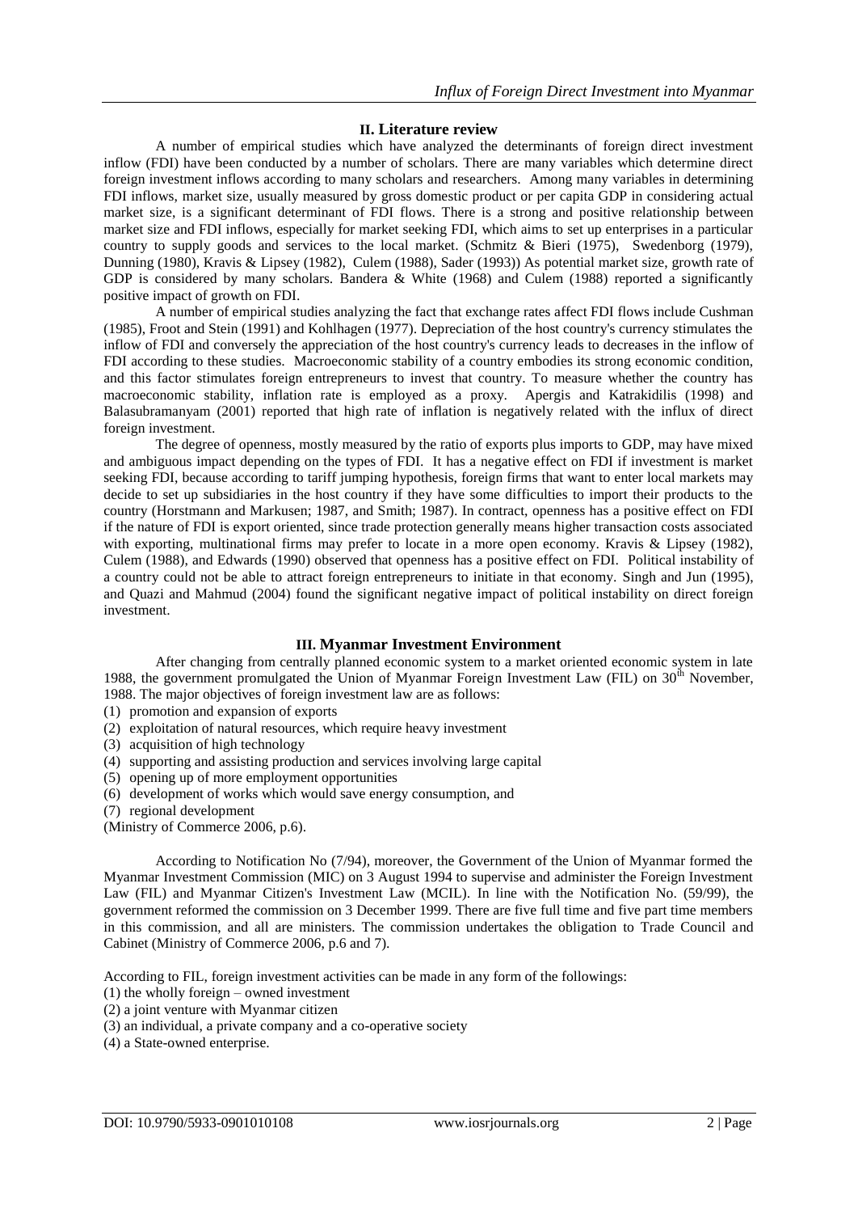## II. Literature review

A number of empirical studies which have analyzed the determinants of foreign direct investment inflow (FDI) have been conducted by a number of scholars. There are many variables which determine direct foreign investment inflows according to many scholars and researchers. Among many variables in determining FDI inflows, market size, usually measured by gross domestic product or per capita GDP in considering actual market size, is a significant determinant of FDI flows. There is a strong and positive relationship between market size and FDI inflows, especially for market seeking FDI, which aims to set up enterprises in a particular country to supply goods and services to the local market. (Schmitz & Bieri (1975), Swedenborg (1979), Dunning (1980), Kravis & Lipsey (1982), Culem (1988), Sader (1993)) As potential market size, growth rate of GDP is considered by many scholars. Bandera & White (1968) and Culem (1988) reported a significantly positive impact of growth on FDI.

A number of empirical studies analyzing the fact that exchange rates affect FDI flows include Cushman (1985), Froot and Stein (1991) and Kohlhagen (1977). Depreciation of the host country's currency stimulates the inflow of FDI and conversely the appreciation of the host country's currency leads to decreases in the inflow of FDI according to these studies. Macroeconomic stability of a country embodies its strong economic condition, and this factor stimulates foreign entrepreneurs to invest that country. To measure whether the country has macroeconomic stability, inflation rate is employed as a proxy. Apergis and Katrakidilis (1998) and Balasubramanyam (2001) reported that high rate of inflation is negatively related with the influx of direct foreign investment.

The degree of openness, mostly measured by the ratio of exports plus imports to GDP, may have mixed and ambiguous impact depending on the types of FDI. It has a negative effect on FDI if investment is market seeking FDI, because according to tariff jumping hypothesis, foreign firms that want to enter local markets may decide to set up subsidiaries in the host country if they have some difficulties to import their products to the country (Horstmann and Markusen; 1987, and Smith; 1987). In contract, openness has a positive effect on FDI if the nature of FDI is export oriented, since trade protection generally means higher transaction costs associated with exporting, multinational firms may prefer to locate in a more open economy. Kravis & Lipsey (1982), Culem (1988), and Edwards (1990) observed that openness has a positive effect on FDI. Political instability of a country could not be able to attract foreign entrepreneurs to initiate in that economy. Singh and Jun (1995), and Quazi and Mahmud (2004) found the significant negative impact of political instability on direct foreign investment.

## III. Myanmar Investment Environment

After changing from centrally planned economic system to a market oriented economic system in late 1988, the government promulgated the Union of Myanmar Foreign Investment Law (FIL) on 30th November, 1988. The major objectives of foreign investment law are as follows:

(1) promotion and expansion of exports
(2) exploitation of natural resources, which require heavy investment
(3) acquisition of high technology
(4) supporting and assisting production and services involving large capital
(5) opening up of more employment opportunities
(6) development of works which would save energy consumption, and
(7) regional development

(Ministry of Commerce 2006, p.6).

According to Notification No (7/94), moreover, the Government of the Union of Myanmar formed the Myanmar Investment Commission (MIC) on 3 August 1994 to supervise and administer the Foreign Investment Law (FIL) and Myanmar Citizen's Investment Law (MCIL). In line with the Notification No. (59/99), the government reformed the commission on 3 December 1999. There are five full time and five part time members in this commission, and all are ministers. The commission undertakes the obligation to Trade Council and Cabinet (Ministry of Commerce 2006, p.6 and 7).

According to FIL, foreign investment activities can be made in any form of the followings:

(1) the wholly foreign – owned investment
(2) a joint venture with Myanmar citizen
(3) an individual, a private company and a co-operative society
(4) a State-owned enterprise.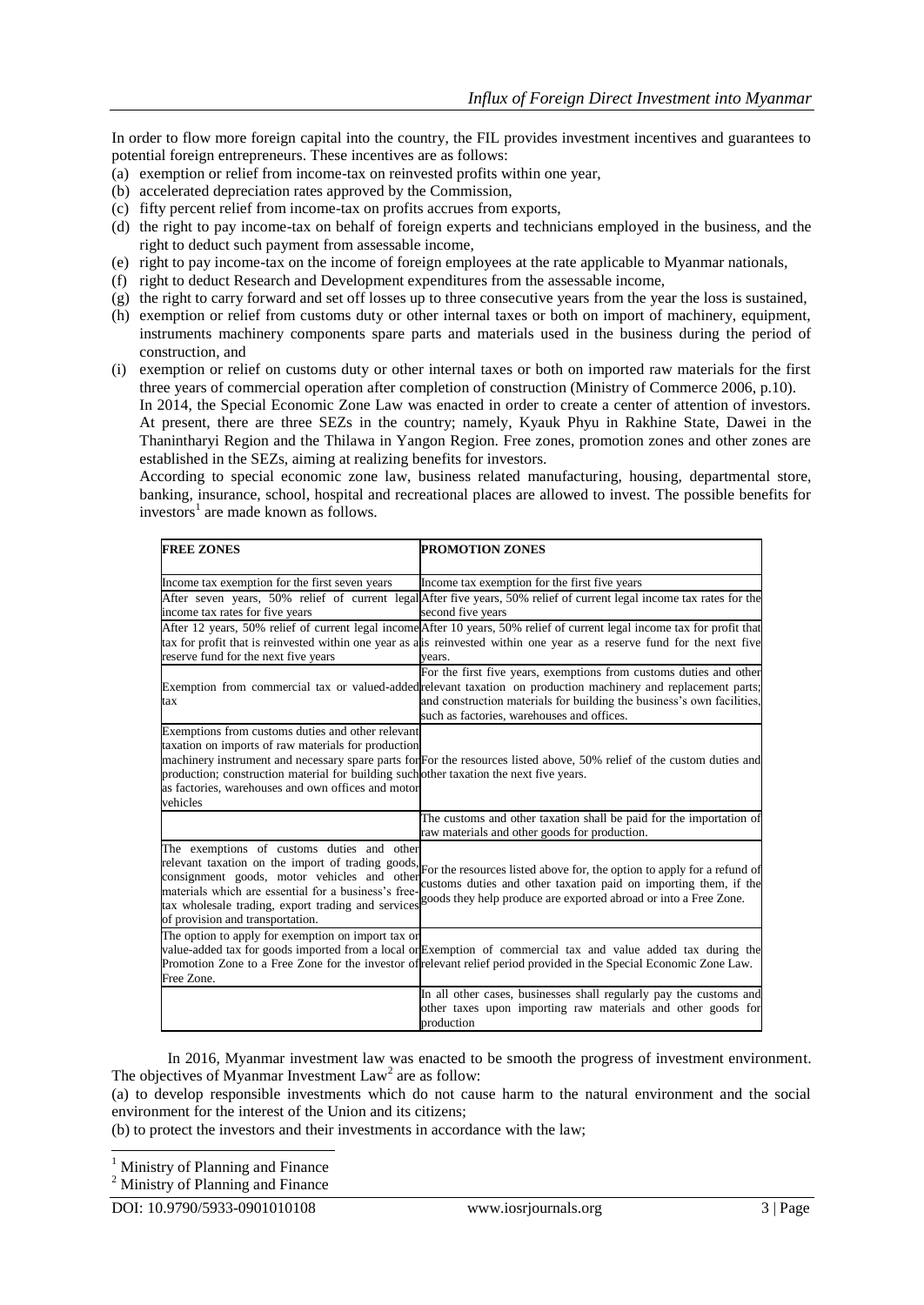In order to flow more foreign capital into the country, the FIL provides investment incentives and guarantees to potential foreign entrepreneurs. These incentives are as follows:

(a) exemption or relief from income-tax on reinvested profits within one year,
(b) accelerated depreciation rates approved by the Commission,
(c) fifty percent relief from income-tax on profits accrues from exports,
(d) the right to pay income-tax on behalf of foreign experts and technicians employed in the business, and the right to deduct such payment from assessable income,
(e) right to pay income-tax on the income of foreign employees at the rate applicable to Myanmar nationals,
(f) right to deduct Research and Development expenditures from the assessable income,
(g) the right to carry forward and set off losses up to three consecutive years from the year the loss is sustained,
(h) exemption or relief from customs duty or other internal taxes or both on import of machinery, equipment, instruments machinery components spare parts and materials used in the business during the period of construction, and
(i) exemption or relief on customs duty or other internal taxes or both on imported raw materials for the first three years of commercial operation after completion of construction (Ministry of Commerce 2006, p.10).

In 2014, the Special Economic Zone Law was enacted in order to create a center of attention of investors. At present, there are three SEZs in the country; namely, Kyauk Phyu in Rakhine State, Dawei in the Thanintharyi Region and the Thilawa in Yangon Region. Free zones, promotion zones and other zones are established in the SEZs, aiming at realizing benefits for investors.

According to special economic zone law, business related manufacturing, housing, departmental store, banking, insurance, school, hospital and recreational places are allowed to invest. The possible benefits for investors[1] are made known as follows.

| **FREE ZONES** | **PROMOTION ZONES** |
|---|---|
| Income tax exemption for the first seven years | Income tax exemption for the first five years |
| After seven years, 50% relief of current legal income tax rates for five years | After five years, 50% relief of current legal income tax rates for the second five years |
| After 12 years, 50% relief of current legal income tax for profit that is reinvested within one year as a reserve fund for the next five years | After 10 years, 50% relief of current legal income tax for profit that is reinvested within one year as a reserve fund for the next five years. |
| Exemption from commercial tax or valued-added tax | For the first five years, exemptions from customs duties and other relevant taxation on production machinery and replacement parts; and construction materials for building the business's own facilities, such as factories, warehouses and offices. |
| Exemptions from customs duties and other relevant taxation on imports of raw materials for production machinery instrument and necessary spare parts for production; construction material for building such as factories, warehouses and own offices and motor vehicles | For the resources listed above, 50% relief of the custom duties and other taxation the next five years. |
| | The customs and other taxation shall be paid for the importation of raw materials and other goods for production. |
| The exemptions of customs duties and other relevant taxation on the import of trading goods, consignment goods, motor vehicles and other materials which are essential for a business's free-tax wholesale trading, export trading and services of provision and transportation. | For the resources listed above for, the option to apply for a refund of customs duties and other taxation paid on importing them, if the goods they help produce are exported abroad or into a Free Zone. |
| The option to apply for exemption on import tax or value-added tax for goods imported from a local or Promotion Zone to a Free Zone for the investor of Free Zone. | Exemption of commercial tax and value added tax during the relevant relief period provided in the Special Economic Zone Law. |
| | In all other cases, businesses shall regularly pay the customs and other taxes upon importing raw materials and other goods for production |

In 2016, Myanmar investment law was enacted to be smooth the progress of investment environment. The objectives of Myanmar Investment Law[2] are as follow:

(a) to develop responsible investments which do not cause harm to the natural environment and the social environment for the interest of the Union and its citizens;

(b) to protect the investors and their investments in accordance with the law;

[1] Ministry of Planning and Finance

[2] Ministry of Planning and Finance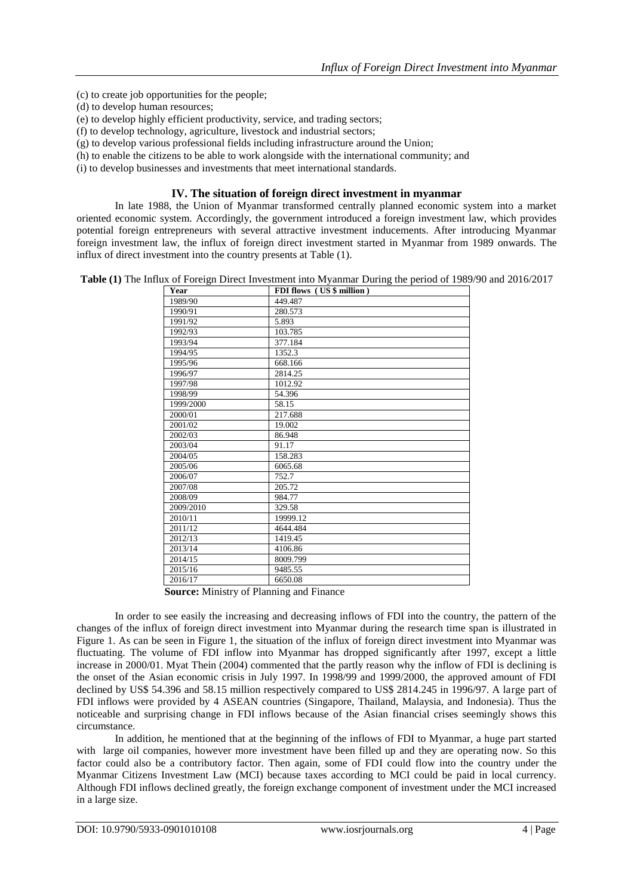(c) to create job opportunities for the people;

(d) to develop human resources;

(e) to develop highly efficient productivity, service, and trading sectors;

(f) to develop technology, agriculture, livestock and industrial sectors;

(g) to develop various professional fields including infrastructure around the Union;

(h) to enable the citizens to be able to work alongside with the international community; and

(i) to develop businesses and investments that meet international standards.

## IV. The situation of foreign direct investment in myanmar

In late 1988, the Union of Myanmar transformed centrally planned economic system into a market oriented economic system. Accordingly, the government introduced a foreign investment law, which provides potential foreign entrepreneurs with several attractive investment inducements. After introducing Myanmar foreign investment law, the influx of foreign direct investment started in Myanmar from 1989 onwards. The influx of direct investment into the country presents at Table (1).

**Table (1)** The Influx of Foreign Direct Investment into Myanmar During the period of 1989/90 and 2016/2017

| Year | FDI flows ( US $ million ) |
|---|---|
| 1989/90 | 449.487 |
| 1990/91 | 280.573 |
| 1991/92 | 5.893 |
| 1992/93 | 103.785 |
| 1993/94 | 377.184 |
| 1994/95 | 1352.3 |
| 1995/96 | 668.166 |
| 1996/97 | 2814.25 |
| 1997/98 | 1012.92 |
| 1998/99 | 54.396 |
| 1999/2000 | 58.15 |
| 2000/01 | 217.688 |
| 2001/02 | 19.002 |
| 2002/03 | 86.948 |
| 2003/04 | 91.17 |
| 2004/05 | 158.283 |
| 2005/06 | 6065.68 |
| 2006/07 | 752.7 |
| 2007/08 | 205.72 |
| 2008/09 | 984.77 |
| 2009/2010 | 329.58 |
| 2010/11 | 19999.12 |
| 2011/12 | 4644.484 |
| 2012/13 | 1419.45 |
| 2013/14 | 4106.86 |
| 2014/15 | 8009.799 |
| 2015/16 | 9485.55 |
| 2016/17 | 6650.08 |

**Source:** Ministry of Planning and Finance

In order to see easily the increasing and decreasing inflows of FDI into the country, the pattern of the changes of the influx of foreign direct investment into Myanmar during the research time span is illustrated in Figure 1. As can be seen in Figure 1, the situation of the influx of foreign direct investment into Myanmar was fluctuating. The volume of FDI inflow into Myanmar has dropped significantly after 1997, except a little increase in 2000/01. Myat Thein (2004) commented that the partly reason why the inflow of FDI is declining is the onset of the Asian economic crisis in July 1997. In 1998/99 and 1999/2000, the approved amount of FDI declined by US$ 54.396 and 58.15 million respectively compared to US$ 2814.245 in 1996/97. A large part of FDI inflows were provided by 4 ASEAN countries (Singapore, Thailand, Malaysia, and Indonesia). Thus the noticeable and surprising change in FDI inflows because of the Asian financial crises seemingly shows this circumstance.

In addition, he mentioned that at the beginning of the inflows of FDI to Myanmar, a huge part started with large oil companies, however more investment have been filled up and they are operating now. So this factor could also be a contributory factor. Then again, some of FDI could flow into the country under the Myanmar Citizens Investment Law (MCI) because taxes according to MCI could be paid in local currency. Although FDI inflows declined greatly, the foreign exchange component of investment under the MCI increased in a large size.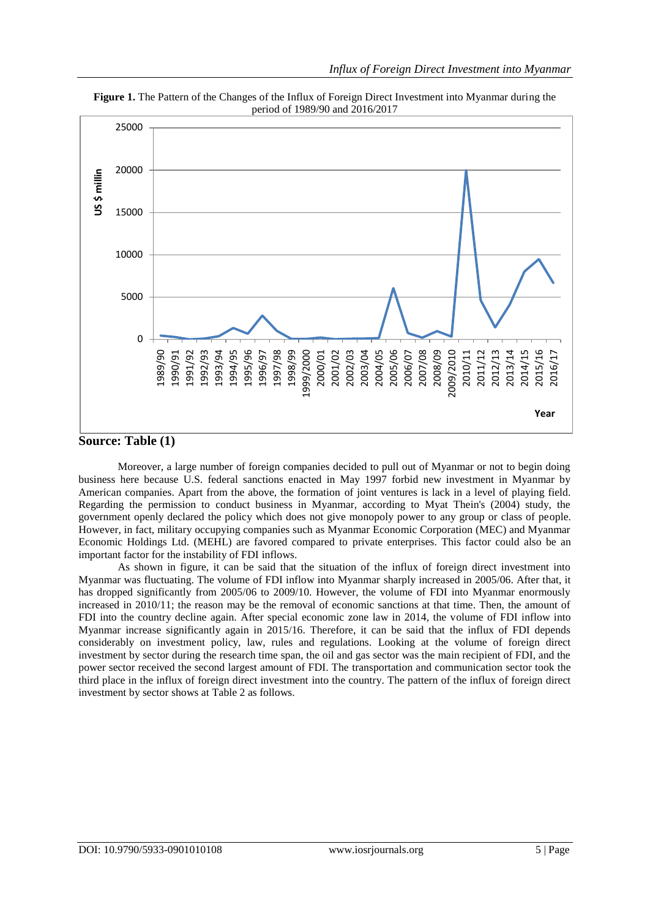**Figure 1.** The Pattern of the Changes of the Influx of Foreign Direct Investment into Myanmar during the period of 1989/90 and 2016/2017

**Source: Table (1)**

Moreover, a large number of foreign companies decided to pull out of Myanmar or not to begin doing business here because U.S. federal sanctions enacted in May 1997 forbid new investment in Myanmar by American companies. Apart from the above, the formation of joint ventures is lack in a level of playing field. Regarding the permission to conduct business in Myanmar, according to Myat Thein's (2004) study, the government openly declared the policy which does not give monopoly power to any group or class of people. However, in fact, military occupying companies such as Myanmar Economic Corporation (MEC) and Myanmar Economic Holdings Ltd. (MEHL) are favored compared to private enterprises. This factor could also be an important factor for the instability of FDI inflows.

As shown in figure, it can be said that the situation of the influx of foreign direct investment into Myanmar was fluctuating. The volume of FDI inflow into Myanmar sharply increased in 2005/06. After that, it has dropped significantly from 2005/06 to 2009/10. However, the volume of FDI into Myanmar enormously increased in 2010/11; the reason may be the removal of economic sanctions at that time. Then, the amount of FDI into the country decline again. After special economic zone law in 2014, the volume of FDI inflow into Myanmar increase significantly again in 2015/16. Therefore, it can be said that the influx of FDI depends considerably on investment policy, law, rules and regulations. Looking at the volume of foreign direct investment by sector during the research time span, the oil and gas sector was the main recipient of FDI, and the power sector received the second largest amount of FDI. The transportation and communication sector took the third place in the influx of foreign direct investment into the country. The pattern of the influx of foreign direct investment by sector shows at Table 2 as follows.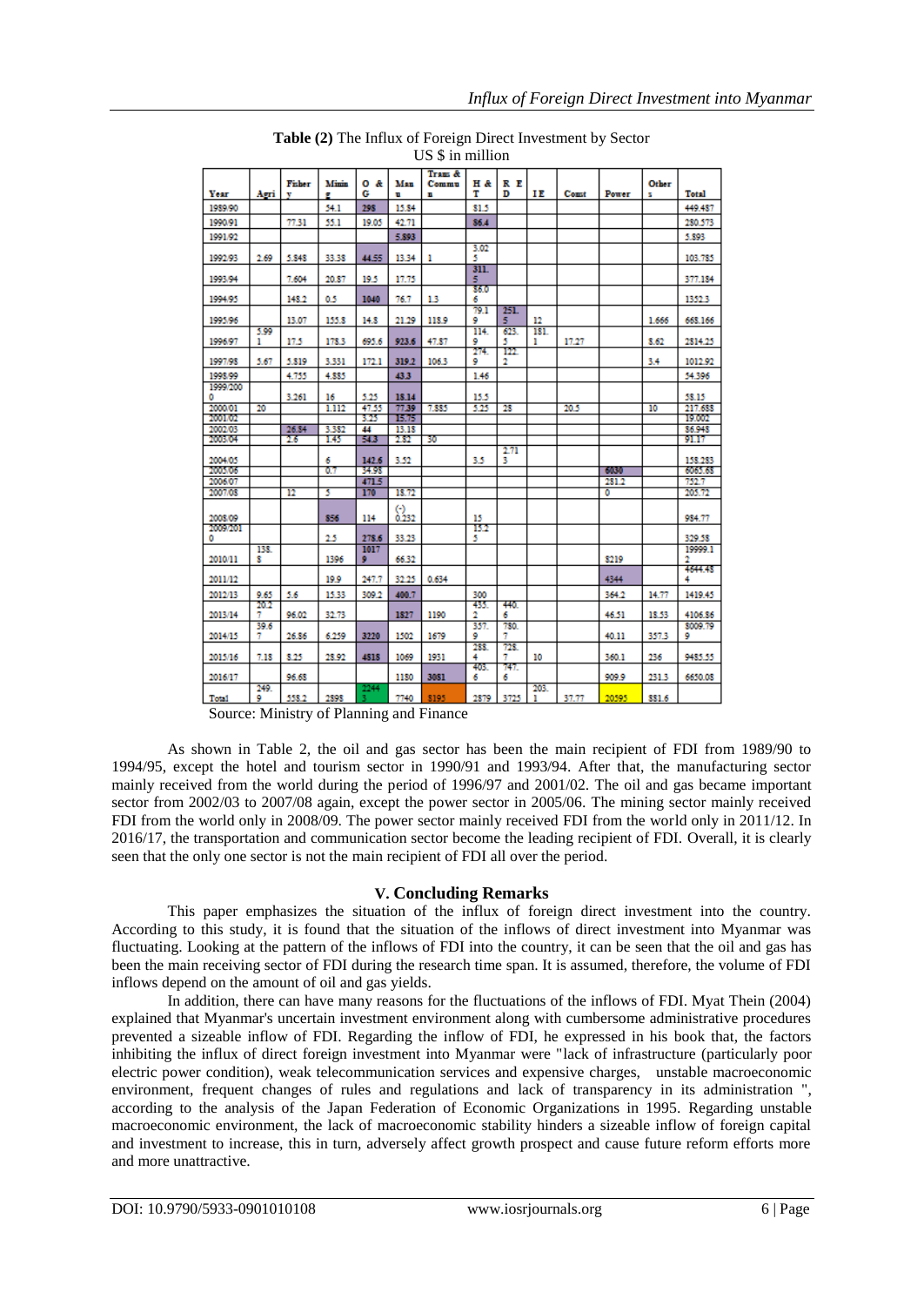**Table (2)** The Influx of Foreign Direct Investment by Sector
US $ in million

| Year | Agri | Fishery | Mining | O & G | Manu | Trans & Commun | H & T | R E D | IE | Const | Power | Others | Total |
|---|---|---|---|---|---|---|---|---|---|---|---|---|---|
| 1989/90 | | | 54.1 | 298 | 15.84 | | 81.5 | | | | | | 449.487 |
| 1990/91 | | 77.31 | 55.1 | 19.05 | 42.71 | | 86.4 | | | | | | 280.573 |
| 1991/92 | | | | | 5.893 | | | | | | | | 5.893 |
| 1992/93 | 2.69 | 5.848 | 33.38 | 44.55 | 13.34 | 1 | 3.025 | | | | | | 103.785 |
| 1993/94 | | 7.604 | 20.87 | 19.5 | 17.75 | | 311.5 | | | | | | 377.184 |
| 1994/95 | | 148.2 | 0.5 | 1040 | 76.7 | 1.3 | 86.06 | | | | | | 1352.3 |
| 1995/96 | | 13.07 | 155.8 | 14.8 | 21.29 | 118.9 | 79.19 | 251.5 | 12 | | | 1.666 | 668.166 |
| 1996/97 | 5.991 | 17.5 | 178.3 | 695.6 | 923.6 | 47.87 | 114.9 | 623.5 | 181.1 | 17.27 | | 8.62 | 2814.25 |
| 1997/98 | 5.67 | 5.819 | 3.331 | 172.1 | 319.2 | 106.3 | 274.9 | 122.2 | | | | 3.4 | 1012.92 |
| 1998/99 | | 4.755 | 4.885 | | 43.3 | | 1.46 | | | | | | 54.396 |
| 1999/2000 | | 3.261 | 16 | 5.25 | 18.14 | | 15.5 | | | | | | 58.15 |
| 2000/01 | 20 | | 1.112 | 47.55 | 77.39 | 7.885 | 5.25 | 28 | | 20.5 | | 10 | 217.688 |
| 2001/02 | | | | 3.25 | 15.75 | | | | | | | | 19.002 |
| 2002/03 | | 26.84 | 3.382 | 44 | 13.18 | | | | | | | | 86.948 |
| 2003/04 | | 2.6 | 1.45 | 54.3 | 2.82 | 30 | | | | | | | 91.17 |
| 2004/05 | | | 6 | 142.6 | 3.52 | | 3.5 | 2.713 | | | | | 158.283 |
| 2005/06 | | | 0.7 | 34.98 | | | | | | | 6030 | | 6065.68 |
| 2006/07 | | | | 471.5 | | | | | | | 281.2 | | 752.7 |
| 2007/08 | | 12 | 5 | 170 | 18.72 | | | | | | 0 | | 205.72 |
| 2008/09 | | | 856 | 114 | (-) 0.232 | | 15 | | | | | | 984.77 |
| 2009/2010 | | | 2.5 | 278.6 | 33.23 | | 15.25 | | | | | | 329.58 |
| 2010/11 | 138.8 | | 1396 | 10179 | 66.32 | | | | | | 8219 | | 19999.12 |
| 2011/12 | | | 19.9 | 247.7 | 32.25 | 0.634 | | | | | 4344 | | 4644.484 |
| 2012/13 | 9.65 | 5.6 | 15.33 | 309.2 | 400.7 | | 300 | | | | 364.2 | 14.77 | 1419.45 |
| 2013/14 | 20.27 | 96.02 | 32.73 | | 1827 | 1190 | 435.2 | 440.6 | | | 46.51 | 18.53 | 4106.86 |
| 2014/15 | 39.67 | 26.86 | 6.259 | 3220 | 1502 | 1679 | 357.9 | 780.7 | | | 40.11 | 357.3 | 8009.799 |
| 2015/16 | 7.18 | 8.25 | 28.92 | 4818 | 1069 | 1931 | 288.4 | 728.7 | 10 | | 360.1 | 236 | 9485.55 |
| 2016/17 | | 96.68 | | | 1180 | 3081 | 403.6 | 747.6 | | | 909.9 | 231.3 | 6650.08 |
| Total | 249.9 | 558.2 | 2898 | 22443 | 7740 | 8195 | 2879 | 3725 | 203.1 | 37.77 | 20595 | 881.6 | |

Source: Ministry of Planning and Finance

As shown in Table 2, the oil and gas sector has been the main recipient of FDI from 1989/90 to 1994/95, except the hotel and tourism sector in 1990/91 and 1993/94. After that, the manufacturing sector mainly received from the world during the period of 1996/97 and 2001/02. The oil and gas became important sector from 2002/03 to 2007/08 again, except the power sector in 2005/06. The mining sector mainly received FDI from the world only in 2008/09. The power sector mainly received FDI from the world only in 2011/12. In 2016/17, the transportation and communication sector become the leading recipient of FDI. Overall, it is clearly seen that the only one sector is not the main recipient of FDI all over the period.

## V. Concluding Remarks

This paper emphasizes the situation of the influx of foreign direct investment into the country. According to this study, it is found that the situation of the inflows of direct investment into Myanmar was fluctuating. Looking at the pattern of the inflows of FDI into the country, it can be seen that the oil and gas has been the main receiving sector of FDI during the research time span. It is assumed, therefore, the volume of FDI inflows depend on the amount of oil and gas yields.

In addition, there can have many reasons for the fluctuations of the inflows of FDI. Myat Thein (2004) explained that Myanmar's uncertain investment environment along with cumbersome administrative procedures prevented a sizeable inflow of FDI. Regarding the inflow of FDI, he expressed in his book that, the factors inhibiting the influx of direct foreign investment into Myanmar were "lack of infrastructure (particularly poor electric power condition), weak telecommunication services and expensive charges, unstable macroeconomic environment, frequent changes of rules and regulations and lack of transparency in its administration ", according to the analysis of the Japan Federation of Economic Organizations in 1995. Regarding unstable macroeconomic environment, the lack of macroeconomic stability hinders a sizeable inflow of foreign capital and investment to increase, this in turn, adversely affect growth prospect and cause future reform efforts more and more unattractive.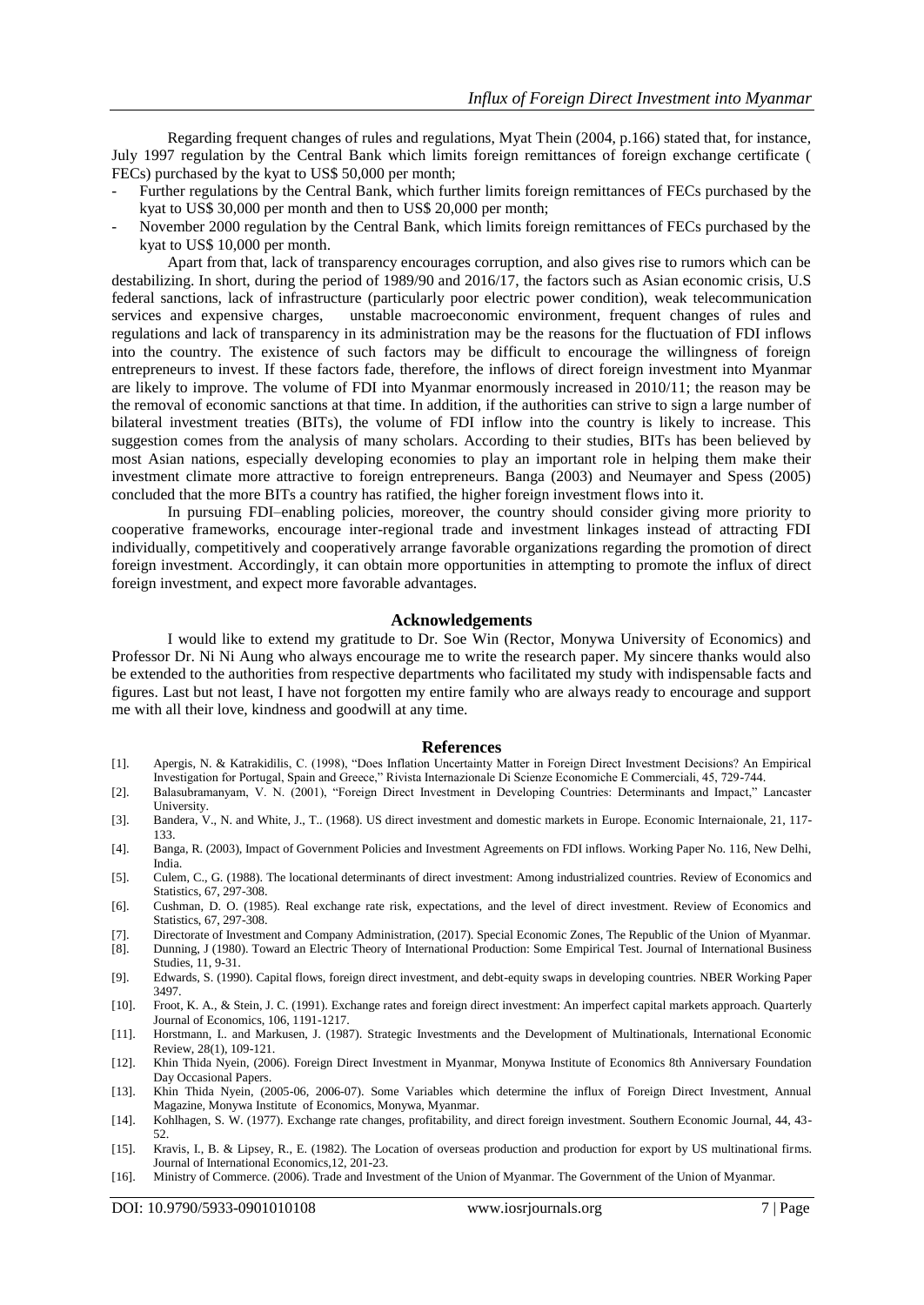Regarding frequent changes of rules and regulations, Myat Thein (2004, p.166) stated that, for instance, July 1997 regulation by the Central Bank which limits foreign remittances of foreign exchange certificate ( FECs) purchased by the kyat to US$ 50,000 per month;

- Further regulations by the Central Bank, which further limits foreign remittances of FECs purchased by the kyat to US$ 30,000 per month and then to US$ 20,000 per month;
- November 2000 regulation by the Central Bank, which limits foreign remittances of FECs purchased by the kyat to US$ 10,000 per month.

Apart from that, lack of transparency encourages corruption, and also gives rise to rumors which can be destabilizing. In short, during the period of 1989/90 and 2016/17, the factors such as Asian economic crisis, U.S federal sanctions, lack of infrastructure (particularly poor electric power condition), weak telecommunication services and expensive charges, unstable macroeconomic environment, frequent changes of rules and regulations and lack of transparency in its administration may be the reasons for the fluctuation of FDI inflows into the country. The existence of such factors may be difficult to encourage the willingness of foreign entrepreneurs to invest. If these factors fade, therefore, the inflows of direct foreign investment into Myanmar are likely to improve. The volume of FDI into Myanmar enormously increased in 2010/11; the reason may be the removal of economic sanctions at that time. In addition, if the authorities can strive to sign a large number of bilateral investment treaties (BITs), the volume of FDI inflow into the country is likely to increase. This suggestion comes from the analysis of many scholars. According to their studies, BITs has been believed by most Asian nations, especially developing economies to play an important role in helping them make their investment climate more attractive to foreign entrepreneurs. Banga (2003) and Neumayer and Spess (2005) concluded that the more BITs a country has ratified, the higher foreign investment flows into it.

In pursuing FDI–enabling policies, moreover, the country should consider giving more priority to cooperative frameworks, encourage inter-regional trade and investment linkages instead of attracting FDI individually, competitively and cooperatively arrange favorable organizations regarding the promotion of direct foreign investment. Accordingly, it can obtain more opportunities in attempting to promote the influx of direct foreign investment, and expect more favorable advantages.

## Acknowledgements

I would like to extend my gratitude to Dr. Soe Win (Rector, Monywa University of Economics) and Professor Dr. Ni Ni Aung who always encourage me to write the research paper. My sincere thanks would also be extended to the authorities from respective departments who facilitated my study with indispensable facts and figures. Last but not least, I have not forgotten my entire family who are always ready to encourage and support me with all their love, kindness and goodwill at any time.

## References

[1]. Apergis, N. & Katrakidilis, C. (1998), "Does Inflation Uncertainty Matter in Foreign Direct Investment Decisions? An Empirical Investigation for Portugal, Spain and Greece," Rivista Internazionale Di Scienze Economiche E Commerciali, 45, 729-744.

[2]. Balasubramanyam, V. N. (2001), "Foreign Direct Investment in Developing Countries: Determinants and Impact," Lancaster University.

[3]. Bandera, V., N. and White, J., T.. (1968). US direct investment and domestic markets in Europe. Economic Internaionale, 21, 117-133.

[4]. Banga, R. (2003), Impact of Government Policies and Investment Agreements on FDI inflows. Working Paper No. 116, New Delhi, India.

[5]. Culem, C., G. (1988). The locational determinants of direct investment: Among industrialized countries. Review of Economics and Statistics, 67, 297-308.

[6]. Cushman, D. O. (1985). Real exchange rate risk, expectations, and the level of direct investment. Review of Economics and Statistics, 67, 297-308.

[7]. Directorate of Investment and Company Administration, (2017). Special Economic Zones, The Republic of the Union of Myanmar.

[8]. Dunning, J (1980). Toward an Electric Theory of International Production: Some Empirical Test. Journal of International Business Studies, 11, 9-31.

[9]. Edwards, S. (1990). Capital flows, foreign direct investment, and debt-equity swaps in developing countries. NBER Working Paper 3497.

[10]. Froot, K. A., & Stein, J. C. (1991). Exchange rates and foreign direct investment: An imperfect capital markets approach. Quarterly Journal of Economics, 106, 1191-1217.

[11]. Horstmann, I.. and Markusen, J. (1987). Strategic Investments and the Development of Multinationals, International Economic Review, 28(1), 109-121.

[12]. Khin Thida Nyein, (2006). Foreign Direct Investment in Myanmar, Monywa Institute of Economics 8th Anniversary Foundation Day Occasional Papers.

[13]. Khin Thida Nyein, (2005-06, 2006-07). Some Variables which determine the influx of Foreign Direct Investment, Annual Magazine, Monywa Institute of Economics, Monywa, Myanmar.

[14]. Kohlhagen, S. W. (1977). Exchange rate changes, profitability, and direct foreign investment. Southern Economic Journal, 44, 43-52.

[15]. Kravis, I., B. & Lipsey, R., E. (1982). The Location of overseas production and production for export by US multinational firms. Journal of International Economics,12, 201-23.

[16]. Ministry of Commerce. (2006). Trade and Investment of the Union of Myanmar. The Government of the Union of Myanmar.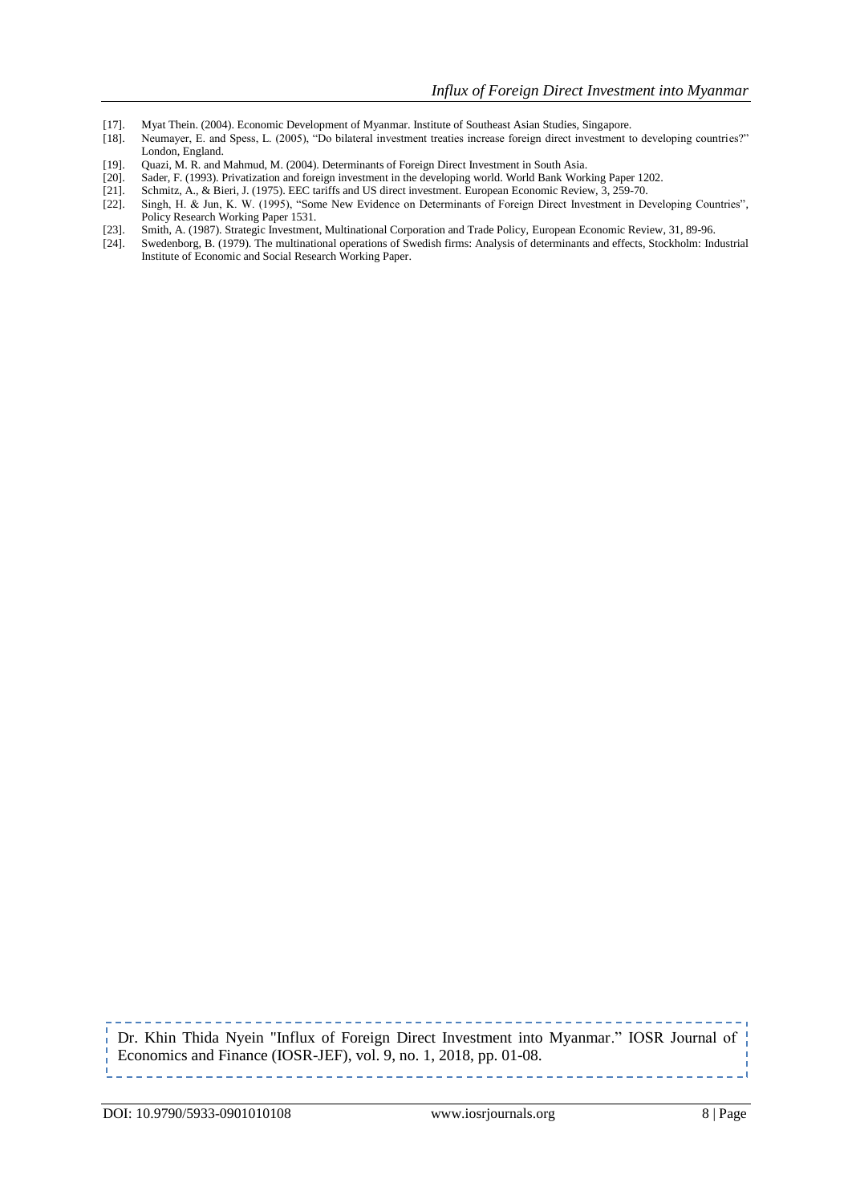[17]. Myat Thein. (2004). Economic Development of Myanmar. Institute of Southeast Asian Studies, Singapore.

[18]. Neumayer, E. and Spess, L. (2005), "Do bilateral investment treaties increase foreign direct investment to developing countries?" London, England.

[19]. Quazi, M. R. and Mahmud, M. (2004). Determinants of Foreign Direct Investment in South Asia.

[20]. Sader, F. (1993). Privatization and foreign investment in the developing world. World Bank Working Paper 1202.

[21]. Schmitz, A., & Bieri, J. (1975). EEC tariffs and US direct investment. European Economic Review, 3, 259-70.

[22]. Singh, H. & Jun, K. W. (1995), "Some New Evidence on Determinants of Foreign Direct Investment in Developing Countries", Policy Research Working Paper 1531.

[23]. Smith, A. (1987). Strategic Investment, Multinational Corporation and Trade Policy, European Economic Review, 31, 89-96.

[24]. Swedenborg, B. (1979). The multinational operations of Swedish firms: Analysis of determinants and effects, Stockholm: Industrial Institute of Economic and Social Research Working Paper.

Dr. Khin Thida Nyein "Influx of Foreign Direct Investment into Myanmar." IOSR Journal of Economics and Finance (IOSR-JEF), vol. 9, no. 1, 2018, pp. 01-08.